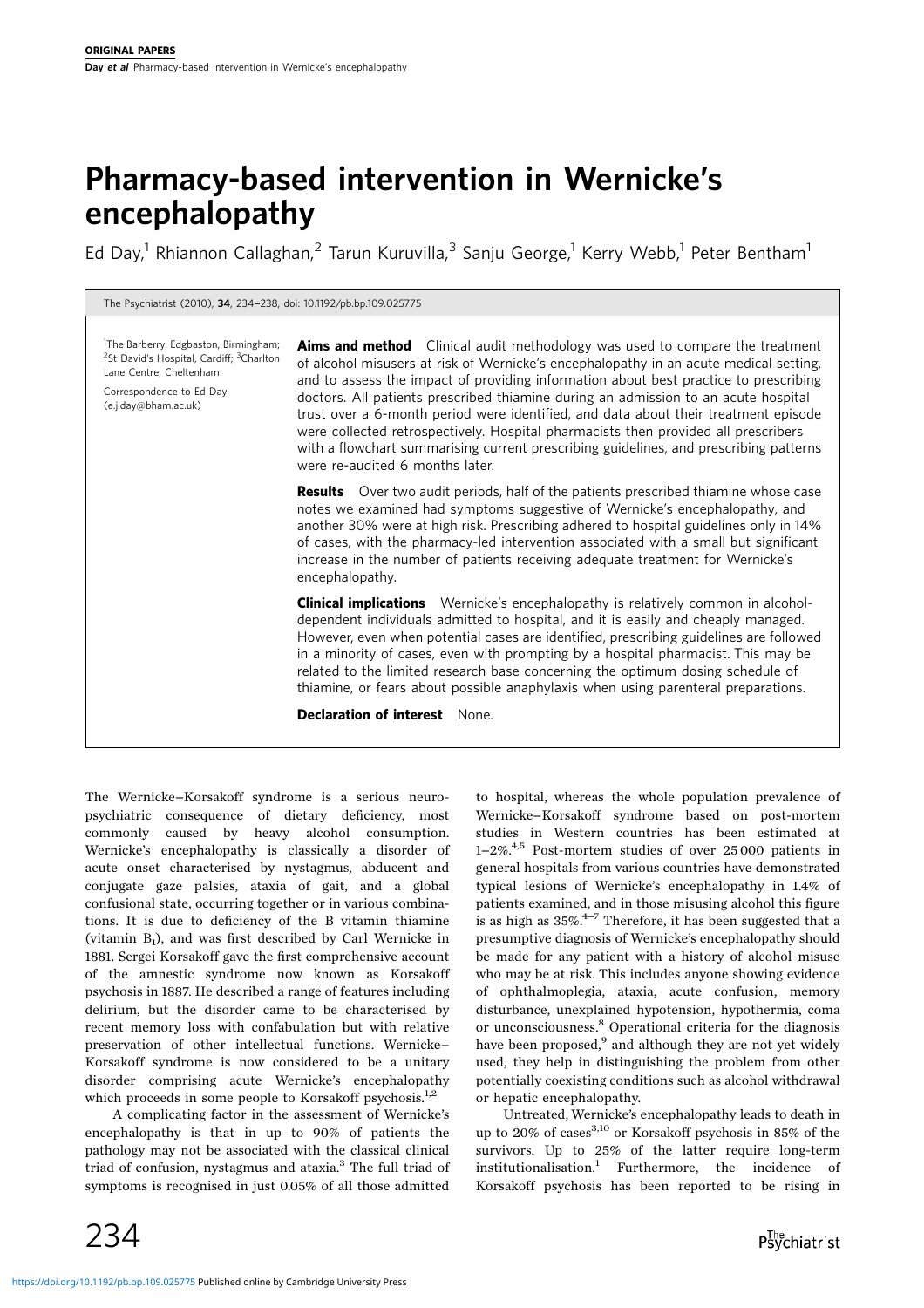ORIGINAL PAPERS

# Pharmacy-based intervention in Wernicke's encephalopathy

Ed Day,[1] Rhiannon Callaghan,[2] Tarun Kuruvilla,[3] Sanju George,[1] Kerry Webb,[1] Peter Bentham[1]

The Psychiatrist (2010), 34, 234–238, doi: 10.1192/pb.bp.109.025775

[1]The Barberry, Edgbaston, Birmingham; [2]St David's Hospital, Cardiff; [3]Charlton Lane Centre, Cheltenham

Correspondence to Ed Day (e.j.day@bham.ac.uk)

**Aims and method** Clinical audit methodology was used to compare the treatment of alcohol misusers at risk of Wernicke's encephalopathy in an acute medical setting, and to assess the impact of providing information about best practice to prescribing doctors. All patients prescribed thiamine during an admission to an acute hospital trust over a 6-month period were identified, and data about their treatment episode were collected retrospectively. Hospital pharmacists then provided all prescribers with a flowchart summarising current prescribing guidelines, and prescribing patterns were re-audited 6 months later.

**Results** Over two audit periods, half of the patients prescribed thiamine whose case notes we examined had symptoms suggestive of Wernicke's encephalopathy, and another 30% were at high risk. Prescribing adhered to hospital guidelines only in 14% of cases, with the pharmacy-led intervention associated with a small but significant increase in the number of patients receiving adequate treatment for Wernicke's encephalopathy.

**Clinical implications** Wernicke's encephalopathy is relatively common in alcohol-dependent individuals admitted to hospital, and it is easily and cheaply managed. However, even when potential cases are identified, prescribing guidelines are followed in a minority of cases, even with prompting by a hospital pharmacist. This may be related to the limited research base concerning the optimum dosing schedule of thiamine, or fears about possible anaphylaxis when using parenteral preparations.

**Declaration of interest** None.

The Wernicke–Korsakoff syndrome is a serious neuropsychiatric consequence of dietary deficiency, most commonly caused by heavy alcohol consumption. Wernicke's encephalopathy is classically a disorder of acute onset characterised by nystagmus, abducent and conjugate gaze palsies, ataxia of gait, and a global confusional state, occurring together or in various combinations. It is due to deficiency of the B vitamin thiamine (vitamin $B_1$), and was first described by Carl Wernicke in 1881. Sergei Korsakoff gave the first comprehensive account of the amnestic syndrome now known as Korsakoff psychosis in 1887. He described a range of features including delirium, but the disorder came to be characterised by recent memory loss with confabulation but with relative preservation of other intellectual functions. Wernicke–Korsakoff syndrome is now considered to be a unitary disorder comprising acute Wernicke's encephalopathy which proceeds in some people to Korsakoff psychosis.[1,2]

A complicating factor in the assessment of Wernicke's encephalopathy is that in up to 90% of patients the pathology may not be associated with the classical clinical triad of confusion, nystagmus and ataxia.[3] The full triad of symptoms is recognised in just 0.05% of all those admitted to hospital, whereas the whole population prevalence of Wernicke–Korsakoff syndrome based on post-mortem studies in Western countries has been estimated at 1–2%.[4,5] Post-mortem studies of over 25 000 patients in general hospitals from various countries have demonstrated typical lesions of Wernicke's encephalopathy in 1.4% of patients examined, and in those misusing alcohol this figure is as high as 35%.[4–7] Therefore, it has been suggested that a presumptive diagnosis of Wernicke's encephalopathy should be made for any patient with a history of alcohol misuse who may be at risk. This includes anyone showing evidence of ophthalmoplegia, ataxia, acute confusion, memory disturbance, unexplained hypotension, hypothermia, coma or unconsciousness.[8] Operational criteria for the diagnosis have been proposed,[9] and although they are not yet widely used, they help in distinguishing the problem from other potentially coexisting conditions such as alcohol withdrawal or hepatic encephalopathy.

Untreated, Wernicke's encephalopathy leads to death in up to 20% of cases[3,10] or Korsakoff psychosis in 85% of the survivors. Up to 25% of the latter require long-term institutionalisation.[1] Furthermore, the incidence of Korsakoff psychosis has been reported to be rising in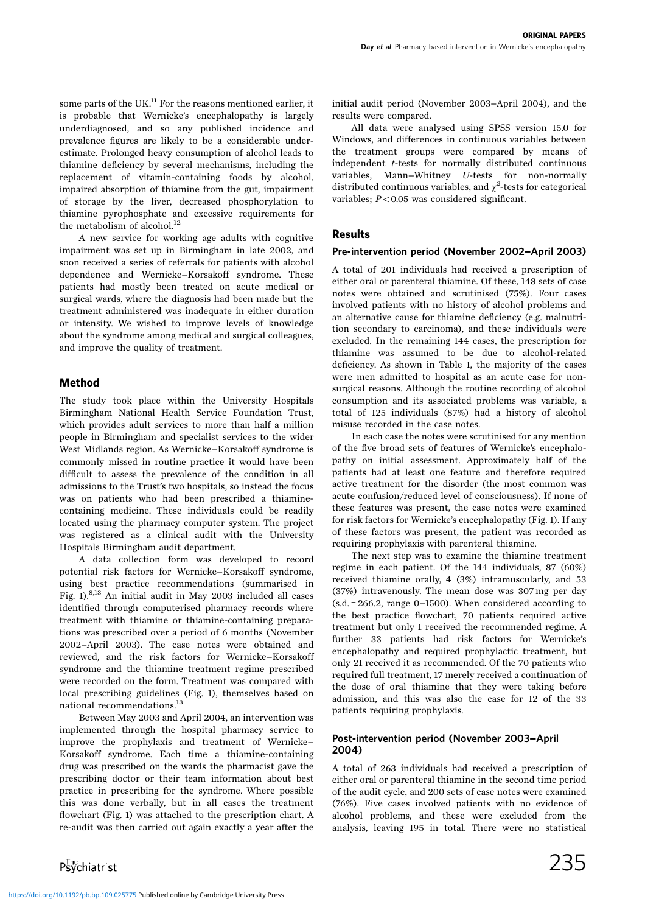some parts of the UK.[11] For the reasons mentioned earlier, it is probable that Wernicke's encephalopathy is largely underdiagnosed, and so any published incidence and prevalence figures are likely to be a considerable underestimate. Prolonged heavy consumption of alcohol leads to thiamine deficiency by several mechanisms, including the replacement of vitamin-containing foods by alcohol, impaired absorption of thiamine from the gut, impairment of storage by the liver, decreased phosphorylation to thiamine pyrophosphate and excessive requirements for the metabolism of alcohol.[12]

A new service for working age adults with cognitive impairment was set up in Birmingham in late 2002, and soon received a series of referrals for patients with alcohol dependence and Wernicke–Korsakoff syndrome. These patients had mostly been treated on acute medical or surgical wards, where the diagnosis had been made but the treatment administered was inadequate in either duration or intensity. We wished to improve levels of knowledge about the syndrome among medical and surgical colleagues, and improve the quality of treatment.

## Method

The study took place within the University Hospitals Birmingham National Health Service Foundation Trust, which provides adult services to more than half a million people in Birmingham and specialist services to the wider West Midlands region. As Wernicke–Korsakoff syndrome is commonly missed in routine practice it would have been difficult to assess the prevalence of the condition in all admissions to the Trust's two hospitals, so instead the focus was on patients who had been prescribed a thiamine-containing medicine. These individuals could be readily located using the pharmacy computer system. The project was registered as a clinical audit with the University Hospitals Birmingham audit department.

A data collection form was developed to record potential risk factors for Wernicke–Korsakoff syndrome, using best practice recommendations (summarised in Fig. 1).[8,13] An initial audit in May 2003 included all cases identified through computerised pharmacy records where treatment with thiamine or thiamine-containing preparations was prescribed over a period of 6 months (November 2002–April 2003). The case notes were obtained and reviewed, and the risk factors for Wernicke–Korsakoff syndrome and the thiamine treatment regime prescribed were recorded on the form. Treatment was compared with local prescribing guidelines (Fig. 1), themselves based on national recommendations.[13]

Between May 2003 and April 2004, an intervention was implemented through the hospital pharmacy service to improve the prophylaxis and treatment of Wernicke–Korsakoff syndrome. Each time a thiamine-containing drug was prescribed on the wards the pharmacist gave the prescribing doctor or their team information about best practice in prescribing for the syndrome. Where possible this was done verbally, but in all cases the treatment flowchart (Fig. 1) was attached to the prescription chart. A re-audit was then carried out again exactly a year after the initial audit period (November 2003–April 2004), and the results were compared.

All data were analysed using SPSS version 15.0 for Windows, and differences in continuous variables between the treatment groups were compared by means of independent *t*-tests for normally distributed continuous variables, Mann–Whitney *U*-tests for non-normally distributed continuous variables, and $\chi^2$-tests for categorical variables; $P<0.05$ was considered significant.

## Results

### Pre-intervention period (November 2002–April 2003)

A total of 201 individuals had received a prescription of either oral or parenteral thiamine. Of these, 148 sets of case notes were obtained and scrutinised (75%). Four cases involved patients with no history of alcohol problems and an alternative cause for thiamine deficiency (e.g. malnutrition secondary to carcinoma), and these individuals were excluded. In the remaining 144 cases, the prescription for thiamine was assumed to be due to alcohol-related deficiency. As shown in Table 1, the majority of the cases were men admitted to hospital as an acute case for non-surgical reasons. Although the routine recording of alcohol consumption and its associated problems was variable, a total of 125 individuals (87%) had a history of alcohol misuse recorded in the case notes.

In each case the notes were scrutinised for any mention of the five broad sets of features of Wernicke's encephalopathy on initial assessment. Approximately half of the patients had at least one feature and therefore required active treatment for the disorder (the most common was acute confusion/reduced level of consciousness). If none of these features was present, the case notes were examined for risk factors for Wernicke's encephalopathy (Fig. 1). If any of these factors was present, the patient was recorded as requiring prophylaxis with parenteral thiamine.

The next step was to examine the thiamine treatment regime in each patient. Of the 144 individuals, 87 (60%) received thiamine orally, 4 (3%) intramuscularly, and 53 (37%) intravenously. The mean dose was 307 mg per day (s.d. = 266.2, range 0–1500). When considered according to the best practice flowchart, 70 patients required active treatment but only 1 received the recommended regime. A further 33 patients had risk factors for Wernicke's encephalopathy and required prophylactic treatment, but only 21 received it as recommended. Of the 70 patients who required full treatment, 17 merely received a continuation of the dose of oral thiamine that they were taking before admission, and this was also the case for 12 of the 33 patients requiring prophylaxis.

### Post-intervention period (November 2003–April 2004)

A total of 263 individuals had received a prescription of either oral or parenteral thiamine in the second time period of the audit cycle, and 200 sets of case notes were examined (76%). Five cases involved patients with no evidence of alcohol problems, and these were excluded from the analysis, leaving 195 in total. There were no statistical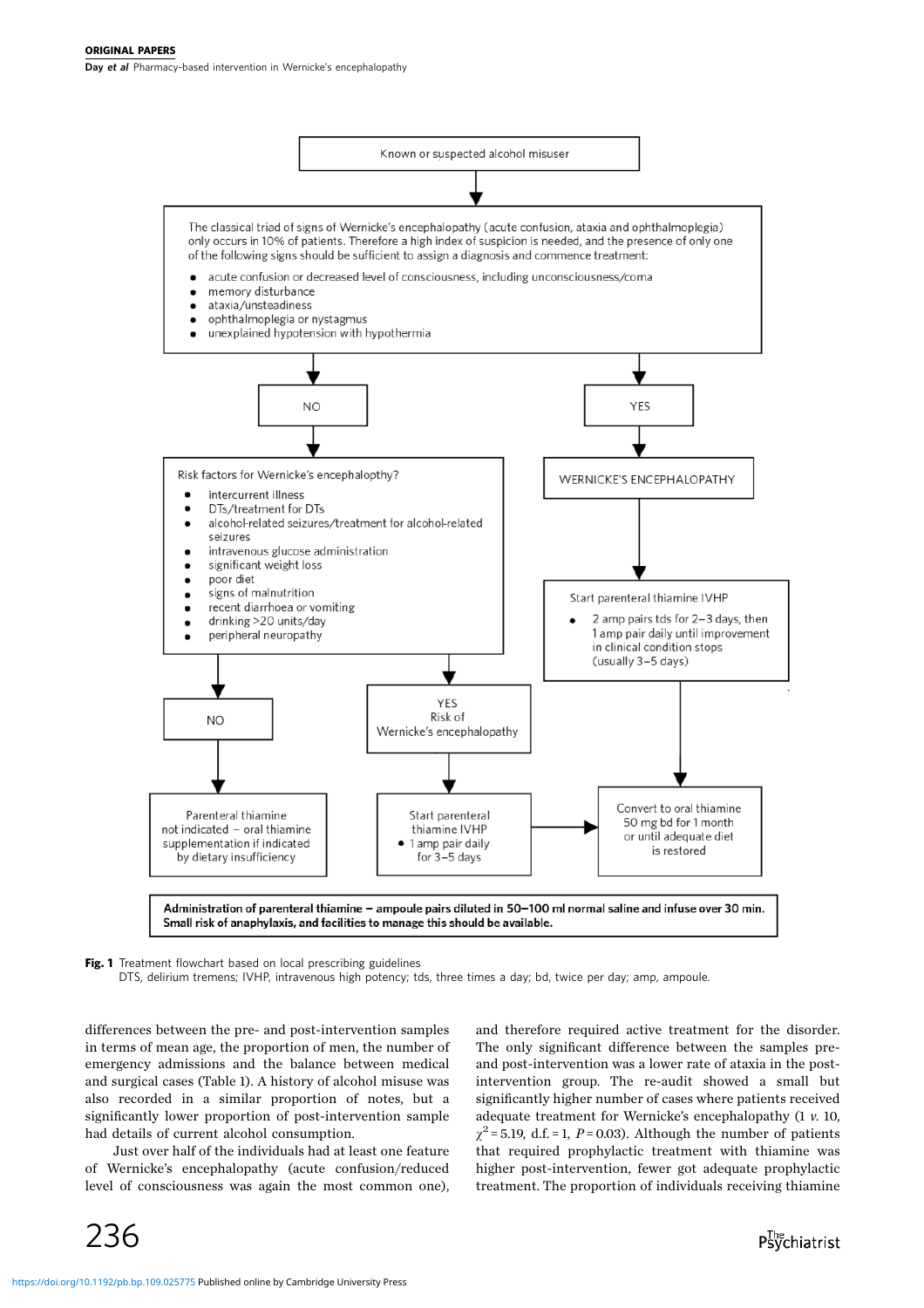Known or suspected alcohol misuser

The classical triad of signs of Wernicke's encephalopathy (acute confusion, ataxia and ophthalmoplegia) only occurs in 10% of patients. Therefore a high index of suspicion is needed, and the presence of only one of the following signs should be sufficient to assign a diagnosis and commence treatment:

- acute confusion or decreased level of consciousness, including unconsciousness/coma
- memory disturbance
- ataxia/unsteadiness
- ophthalmoplegia or nystagmus
- unexplained hypotension with hypothermia

NO

Risk factors for Wernicke's encephalopthy?

- intercurrent illness
- DTs/treatment for DTs
- alcohol-related seizures/treatment for alcohol-related seizures
- intravenous glucose administration
- significant weight loss
- poor diet
- signs of malnutrition
- recent diarrhoea or vomiting
- drinking >20 units/day
- peripheral neuropathy

NO

Parenteral thiamine not indicated – oral thiamine supplementation if indicated by dietary insufficiency

YES Risk of Wernicke's encephalopathy

Start parenteral thiamine IVHP
- 1 amp pair daily for 3–5 days

YES

WERNICKE'S ENCEPHALOPATHY

Start parenteral thiamine IVHP
- 2 amp pairs tds for 2–3 days, then 1 amp pair daily until improvement in clinical condition stops (usually 3–5 days)

Convert to oral thiamine 50 mg bd for 1 month or until adequate diet is restored

**Administration of parenteral thiamine – ampoule pairs diluted in 50–100 ml normal saline and infuse over 30 min. Small risk of anaphylaxis, and facilities to manage this should be available.**

**Fig. 1** Treatment flowchart based on local prescribing guidelines
DTS, delirium tremens; IVHP, intravenous high potency; tds, three times a day; bd, twice per day; amp, ampoule.

differences between the pre- and post-intervention samples in terms of mean age, the proportion of men, the number of emergency admissions and the balance between medical and surgical cases (Table 1). A history of alcohol misuse was also recorded in a similar proportion of notes, but a significantly lower proportion of post-intervention sample had details of current alcohol consumption.

Just over half of the individuals had at least one feature of Wernicke's encephalopathy (acute confusion/reduced level of consciousness was again the most common one), and therefore required active treatment for the disorder. The only significant difference between the samples pre- and post-intervention was a lower rate of ataxia in the post-intervention group. The re-audit showed a small but significantly higher number of cases where patients received adequate treatment for Wernicke's encephalopathy (1 *v.* 10, $\chi^2 = 5.19$, d.f. = 1, $P = 0.03$). Although the number of patients that required prophylactic treatment with thiamine was higher post-intervention, fewer got adequate prophylactic treatment. The proportion of individuals receiving thiamine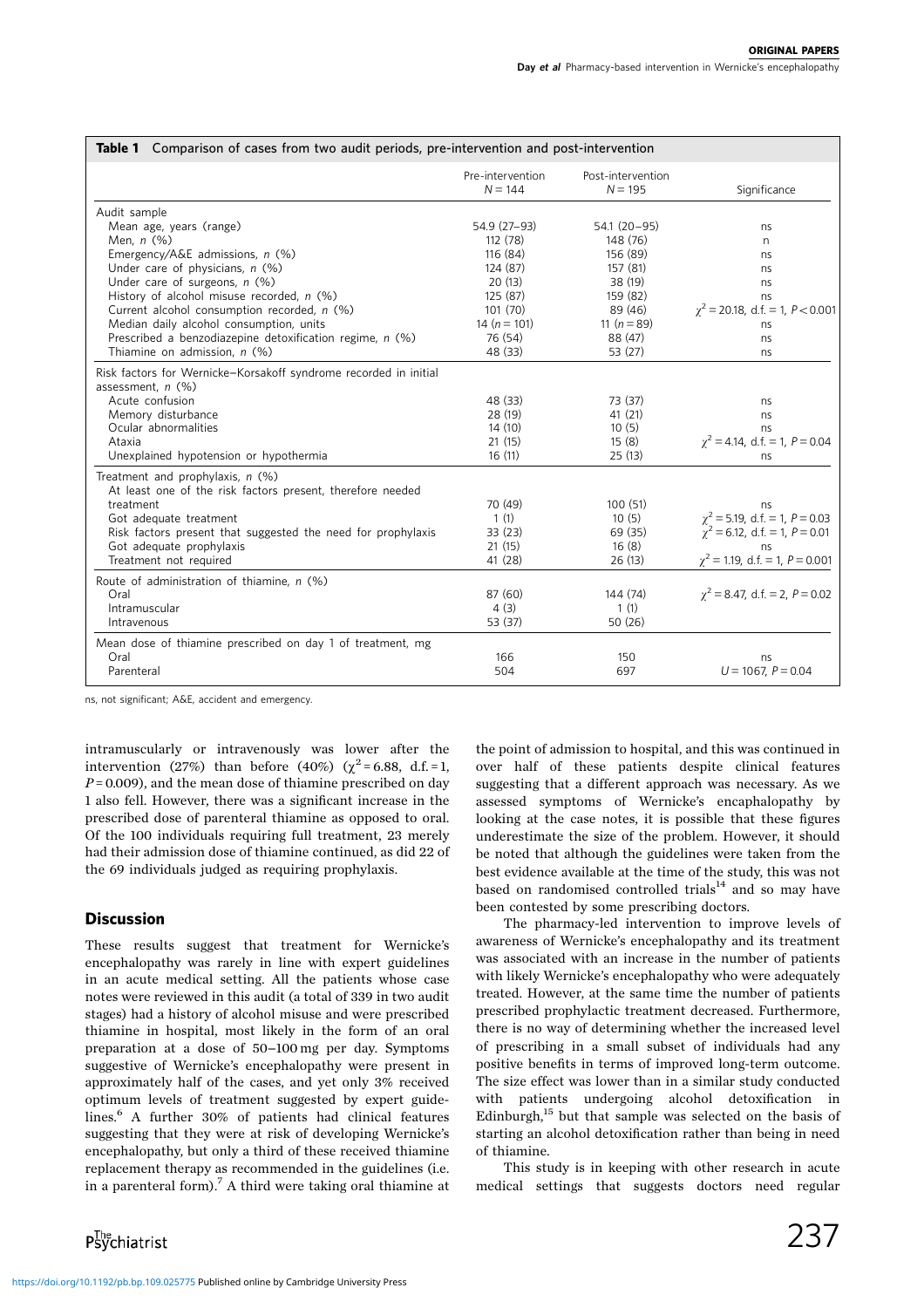**Table 1** Comparison of cases from two audit periods, pre-intervention and post-intervention

| | Pre-intervention $N = 144$ | Post-intervention $N = 195$ | Significance |
|---|---|---|---|
| Audit sample | | | |
| Mean age, years (range) | 54.9 (27–93) | 54.1 (20–95) | ns |
| Men, *n* (%) | 112 (78) | 148 (76) | n |
| Emergency/A&E admissions, *n* (%) | 116 (84) | 156 (89) | ns |
| Under care of physicians, *n* (%) | 124 (87) | 157 (81) | ns |
| Under care of surgeons, *n* (%) | 20 (13) | 38 (19) | ns |
| History of alcohol misuse recorded, *n* (%) | 125 (87) | 159 (82) | ns |
| Current alcohol consumption recorded, *n* (%) | 101 (70) | 89 (46) | $\chi^2 = 20.18$, d.f. = 1, $P < 0.001$ |
| Median daily alcohol consumption, units | 14 ($n = 101$) | 11 ($n = 89$) | ns |
| Prescribed a benzodiazepine detoxification regime, *n* (%) | 76 (54) | 88 (47) | ns |
| Thiamine on admission, *n* (%) | 48 (33) | 53 (27) | ns |
| Risk factors for Wernicke–Korsakoff syndrome recorded in initial assessment, *n* (%) | | | |
| Acute confusion | 48 (33) | 73 (37) | ns |
| Memory disturbance | 28 (19) | 41 (21) | ns |
| Ocular abnormalities | 14 (10) | 10 (5) | ns |
| Ataxia | 21 (15) | 15 (8) | $\chi^2 = 4.14$, d.f. = 1, $P = 0.04$ |
| Unexplained hypotension or hypothermia | 16 (11) | 25 (13) | ns |
| Treatment and prophylaxis, *n* (%) | | | |
| At least one of the risk factors present, therefore needed treatment | 70 (49) | 100 (51) | ns |
| Got adequate treatment | 1 (1) | 10 (5) | $\chi^2 = 5.19$, d.f. = 1, $P = 0.03$ |
| Risk factors present that suggested the need for prophylaxis | 33 (23) | 69 (35) | $\chi^2 = 6.12$, d.f. = 1, $P = 0.01$ |
| Got adequate prophylaxis | 21 (15) | 16 (8) | ns |
| Treatment not required | 41 (28) | 26 (13) | $\chi^2 = 1.19$, d.f. = 1, $P = 0.001$ |
| Route of administration of thiamine, *n* (%) | | | |
| Oral | 87 (60) | 144 (74) | $\chi^2 = 8.47$, d.f. = 2, $P = 0.02$ |
| Intramuscular | 4 (3) | 1 (1) | |
| Intravenous | 53 (37) | 50 (26) | |
| Mean dose of thiamine prescribed on day 1 of treatment, mg | | | |
| Oral | 166 | 150 | ns |
| Parenteral | 504 | 697 | $U = 1067$, $P = 0.04$ |

ns, not significant; A&E, accident and emergency.

intramuscularly or intravenously was lower after the intervention (27%) than before (40%) ($\chi^2 = 6.88$, d.f. = 1, $P = 0.009$), and the mean dose of thiamine prescribed on day 1 also fell. However, there was a significant increase in the prescribed dose of parenteral thiamine as opposed to oral. Of the 100 individuals requiring full treatment, 23 merely had their admission dose of thiamine continued, as did 22 of the 69 individuals judged as requiring prophylaxis.

## Discussion

These results suggest that treatment for Wernicke's encephalopathy was rarely in line with expert guidelines in an acute medical setting. All the patients whose case notes were reviewed in this audit (a total of 339 in two audit stages) had a history of alcohol misuse and were prescribed thiamine in hospital, most likely in the form of an oral preparation at a dose of 50–100 mg per day. Symptoms suggestive of Wernicke's encephalopathy were present in approximately half of the cases, and yet only 3% received optimum levels of treatment suggested by expert guidelines.[6] A further 30% of patients had clinical features suggesting that they were at risk of developing Wernicke's encephalopathy, but only a third of these received thiamine replacement therapy as recommended in the guidelines (i.e. in a parenteral form).[7] A third were taking oral thiamine at the point of admission to hospital, and this was continued in over half of these patients despite clinical features suggesting that a different approach was necessary. As we assessed symptoms of Wernicke's encaphalopathy by looking at the case notes, it is possible that these figures underestimate the size of the problem. However, it should be noted that although the guidelines were taken from the best evidence available at the time of the study, this was not based on randomised controlled trials[14] and so may have been contested by some prescribing doctors.

The pharmacy-led intervention to improve levels of awareness of Wernicke's encephalopathy and its treatment was associated with an increase in the number of patients with likely Wernicke's encephalopathy who were adequately treated. However, at the same time the number of patients prescribed prophylactic treatment decreased. Furthermore, there is no way of determining whether the increased level of prescribing in a small subset of individuals had any positive benefits in terms of improved long-term outcome. The size effect was lower than in a similar study conducted with patients undergoing alcohol detoxification in Edinburgh,[15] but that sample was selected on the basis of starting an alcohol detoxification rather than being in need of thiamine.

This study is in keeping with other research in acute medical settings that suggests doctors need regular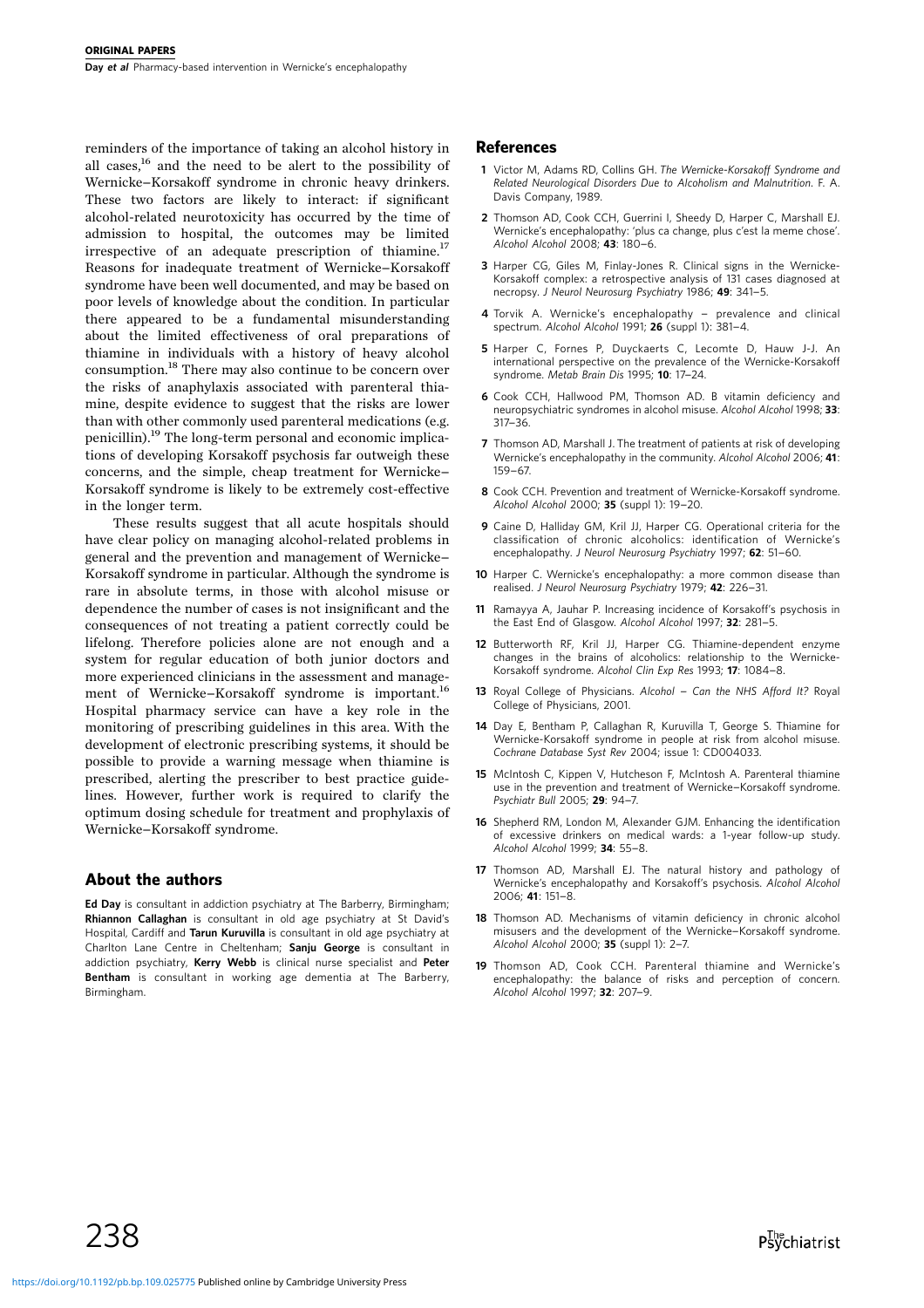reminders of the importance of taking an alcohol history in all cases,[16] and the need to be alert to the possibility of Wernicke–Korsakoff syndrome in chronic heavy drinkers. These two factors are likely to interact: if significant alcohol-related neurotoxicity has occurred by the time of admission to hospital, the outcomes may be limited irrespective of an adequate prescription of thiamine.[17] Reasons for inadequate treatment of Wernicke–Korsakoff syndrome have been well documented, and may be based on poor levels of knowledge about the condition. In particular there appeared to be a fundamental misunderstanding about the limited effectiveness of oral preparations of thiamine in individuals with a history of heavy alcohol consumption.[18] There may also continue to be concern over the risks of anaphylaxis associated with parenteral thiamine, despite evidence to suggest that the risks are lower than with other commonly used parenteral medications (e.g. penicillin).[19] The long-term personal and economic implications of developing Korsakoff psychosis far outweigh these concerns, and the simple, cheap treatment for Wernicke–Korsakoff syndrome is likely to be extremely cost-effective in the longer term.

These results suggest that all acute hospitals should have clear policy on managing alcohol-related problems in general and the prevention and management of Wernicke–Korsakoff syndrome in particular. Although the syndrome is rare in absolute terms, in those with alcohol misuse or dependence the number of cases is not insignificant and the consequences of not treating a patient correctly could be lifelong. Therefore policies alone are not enough and a system for regular education of both junior doctors and more experienced clinicians in the assessment and management of Wernicke–Korsakoff syndrome is important.[16] Hospital pharmacy service can have a key role in the monitoring of prescribing guidelines in this area. With the development of electronic prescribing systems, it should be possible to provide a warning message when thiamine is prescribed, alerting the prescriber to best practice guidelines. However, further work is required to clarify the optimum dosing schedule for treatment and prophylaxis of Wernicke–Korsakoff syndrome.

## About the authors

**Ed Day** is consultant in addiction psychiatry at The Barberry, Birmingham; **Rhiannon Callaghan** is consultant in old age psychiatry at St David's Hospital, Cardiff and **Tarun Kuruvilla** is consultant in old age psychiatry at Charlton Lane Centre in Cheltenham; **Sanju George** is consultant in addiction psychiatry, **Kerry Webb** is clinical nurse specialist and **Peter Bentham** is consultant in working age dementia at The Barberry, Birmingham.

## References

1. Victor M, Adams RD, Collins GH. *The Wernicke-Korsakoff Syndrome and Related Neurological Disorders Due to Alcoholism and Malnutrition*. F. A. Davis Company, 1989.
2. Thomson AD, Cook CCH, Guerrini I, Sheedy D, Harper C, Marshall EJ. Wernicke's encephalopathy: 'plus ca change, plus c'est la meme chose'. *Alcohol Alcohol* 2008; **43**: 180–6.
3. Harper CG, Giles M, Finlay-Jones R. Clinical signs in the Wernicke-Korsakoff complex: a retrospective analysis of 131 cases diagnosed at necropsy. *J Neurol Neurosurg Psychiatry* 1986; **49**: 341–5.
4. Torvik A. Wernicke's encephalopathy – prevalence and clinical spectrum. *Alcohol Alcohol* 1991; **26** (suppl 1): 381–4.
5. Harper C, Fornes P, Duyckaerts C, Lecomte D, Hauw J-J. An international perspective on the prevalence of the Wernicke-Korsakoff syndrome. *Metab Brain Dis* 1995; **10**: 17–24.
6. Cook CCH, Hallwood PM, Thomson AD. B vitamin deficiency and neuropsychiatric syndromes in alcohol misuse. *Alcohol Alcohol* 1998; **33**: 317–36.
7. Thomson AD, Marshall J. The treatment of patients at risk of developing Wernicke's encephalopathy in the community. *Alcohol Alcohol* 2006; **41**: 159–67.
8. Cook CCH. Prevention and treatment of Wernicke-Korsakoff syndrome. *Alcohol Alcohol* 2000; **35** (suppl 1): 19–20.
9. Caine D, Halliday GM, Kril JJ, Harper CG. Operational criteria for the classification of chronic alcoholics: identification of Wernicke's encephalopathy. *J Neurol Neurosurg Psychiatry* 1997; **62**: 51–60.
10. Harper C. Wernicke's encephalopathy: a more common disease than realised. *J Neurol Neurosurg Psychiatry* 1979; **42**: 226–31.
11. Ramayya A, Jauhar P. Increasing incidence of Korsakoff's psychosis in the East End of Glasgow. *Alcohol Alcohol* 1997; **32**: 281–5.
12. Butterworth RF, Kril JJ, Harper CG. Thiamine-dependent enzyme changes in the brains of alcoholics: relationship to the Wernicke-Korsakoff syndrome. *Alcohol Clin Exp Res* 1993; **17**: 1084–8.
13. Royal College of Physicians. *Alcohol – Can the NHS Afford It?* Royal College of Physicians, 2001.
14. Day E, Bentham P, Callaghan R, Kuruvilla T, George S. Thiamine for Wernicke-Korsakoff syndrome in people at risk from alcohol misuse. *Cochrane Database Syst Rev* 2004; issue 1: CD004033.
15. McIntosh C, Kippen V, Hutcheson F, McIntosh A. Parenteral thiamine use in the prevention and treatment of Wernicke–Korsakoff syndrome. *Psychiatr Bull* 2005; **29**: 94–7.
16. Shepherd RM, London M, Alexander GJM. Enhancing the identification of excessive drinkers on medical wards: a 1-year follow-up study. *Alcohol Alcohol* 1999; **34**: 55–8.
17. Thomson AD, Marshall EJ. The natural history and pathology of Wernicke's encephalopathy and Korsakoff's psychosis. *Alcohol Alcohol* 2006; **41**: 151–8.
18. Thomson AD. Mechanisms of vitamin deficiency in chronic alcohol misusers and the development of the Wernicke–Korsakoff syndrome. *Alcohol Alcohol* 2000; **35** (suppl 1): 2–7.
19. Thomson AD, Cook CCH. Parenteral thiamine and Wernicke's encephalopathy: the balance of risks and perception of concern. *Alcohol Alcohol* 1997; **32**: 207–9.